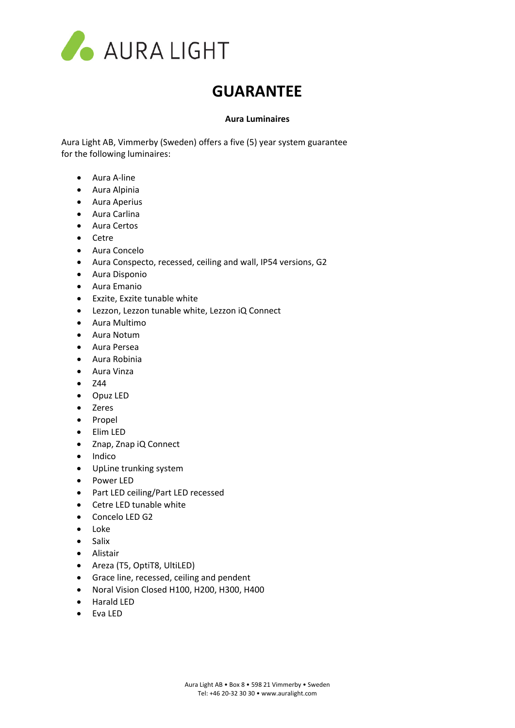AURA LIGHT

# GUARANTEE

**Aura Luminaires**

Aura Light AB, Vimmerby (Sweden) offers a five (5) year system guarantee for the following luminaires:

- Aura A-line
- Aura Alpinia
- Aura Aperius
- Aura Carlina
- Aura Certos
- Cetre
- Aura Concelo
- Aura Conspecto, recessed, ceiling and wall, IP54 versions, G2
- Aura Disponio
- Aura Emanio
- Exzite, Exzite tunable white
- Lezzon, Lezzon tunable white, Lezzon iQ Connect
- Aura Multimo
- Aura Notum
- Aura Persea
- Aura Robinia
- Aura Vinza
- Z44
- Opuz LED
- Zeres
- Propel
- Elim LED
- Znap, Znap iQ Connect
- Indico
- UpLine trunking system
- Power LED
- Part LED ceiling/Part LED recessed
- Cetre LED tunable white
- Concelo LED G2
- Loke
- Salix
- Alistair
- Areza (T5, OptiT8, UltiLED)
- Grace line, recessed, ceiling and pendent
- Noral Vision Closed H100, H200, H300, H400
- Harald LED
- Eva LED

Aura Light AB • Box 8 • 598 21 Vimmerby • Sweden
Tel: +46 20-32 30 30 • www.auralight.com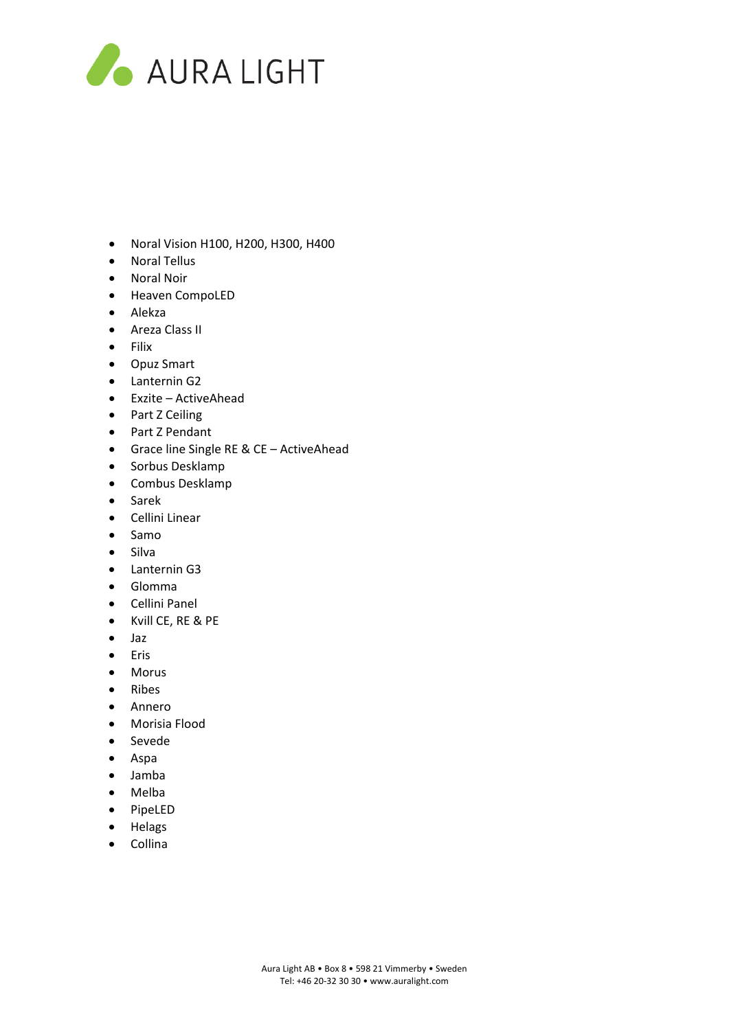- Noral Vision H100, H200, H300, H400
- Noral Tellus
- Noral Noir
- Heaven CompoLED
- Alekza
- Areza Class II
- Filix
- Opuz Smart
- Lanternin G2
- Exzite – ActiveAhead
- Part Z Ceiling
- Part Z Pendant
- Grace line Single RE & CE – ActiveAhead
- Sorbus Desklamp
- Combus Desklamp
- Sarek
- Cellini Linear
- Samo
- Silva
- Lanternin G3
- Glomma
- Cellini Panel
- Kvill CE, RE & PE
- Jaz
- Eris
- Morus
- Ribes
- Annero
- Morisia Flood
- Sevede
- Aspa
- Jamba
- Melba
- PipeLED
- Helags
- Collina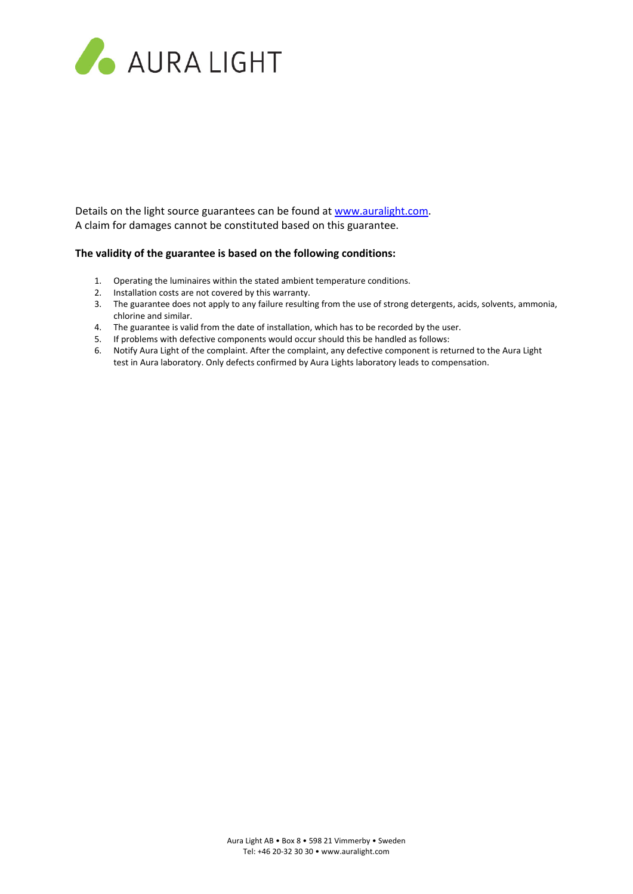Details on the light source guarantees can be found at [www.auralight.com](http://www.auralight.com).
A claim for damages cannot be constituted based on this guarantee.

**The validity of the guarantee is based on the following conditions:**

1. Operating the luminaires within the stated ambient temperature conditions.
2. Installation costs are not covered by this warranty.
3. The guarantee does not apply to any failure resulting from the use of strong detergents, acids, solvents, ammonia, chlorine and similar.
4. The guarantee is valid from the date of installation, which has to be recorded by the user.
5. If problems with defective components would occur should this be handled as follows:
6. Notify Aura Light of the complaint. After the complaint, any defective component is returned to the Aura Light test in Aura laboratory. Only defects confirmed by Aura Lights laboratory leads to compensation.

Aura Light AB • Box 8 • 598 21 Vimmerby • Sweden
Tel: +46 20-32 30 30 • www.auralight.com